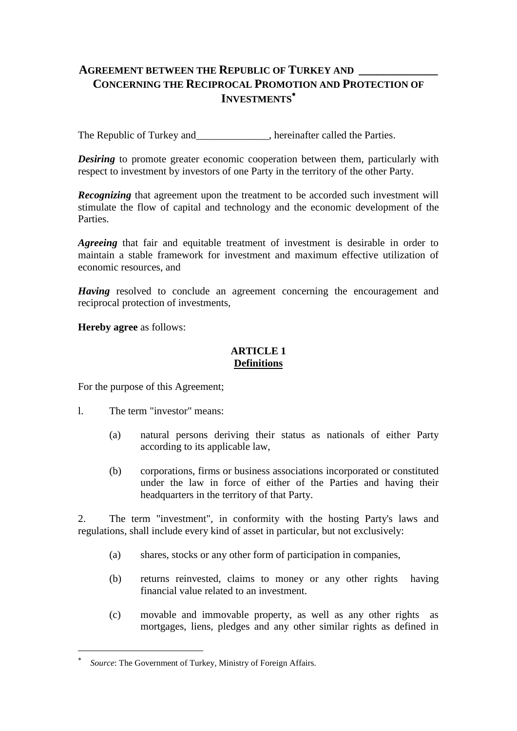# AGREEMENT BETWEEN THE REPUBLIC OF TURKEY AND ______________ CONCERNING THE RECIPROCAL PROMOTION AND PROTECTION OF INVESTMENTS*

The Republic of Turkey and______________, hereinafter called the Parties.

***Desiring*** to promote greater economic cooperation between them, particularly with respect to investment by investors of one Party in the territory of the other Party.

***Recognizing*** that agreement upon the treatment to be accorded such investment will stimulate the flow of capital and technology and the economic development of the Parties.

***Agreeing*** that fair and equitable treatment of investment is desirable in order to maintain a stable framework for investment and maximum effective utilization of economic resources, and

***Having*** resolved to conclude an agreement concerning the encouragement and reciprocal protection of investments,

**Hereby agree** as follows:

## ARTICLE 1
## Definitions

For the purpose of this Agreement;

l. The term "investor" means:

(a) natural persons deriving their status as nationals of either Party according to its applicable law,

(b) corporations, firms or business associations incorporated or constituted under the law in force of either of the Parties and having their headquarters in the territory of that Party.

2. The term "investment", in conformity with the hosting Party's laws and regulations, shall include every kind of asset in particular, but not exclusively:

(a) shares, stocks or any other form of participation in companies,

(b) returns reinvested, claims to money or any other rights having financial value related to an investment.

(c) movable and immovable property, as well as any other rights as mortgages, liens, pledges and any other similar rights as defined in

---

* *Source*: The Government of Turkey, Ministry of Foreign Affairs.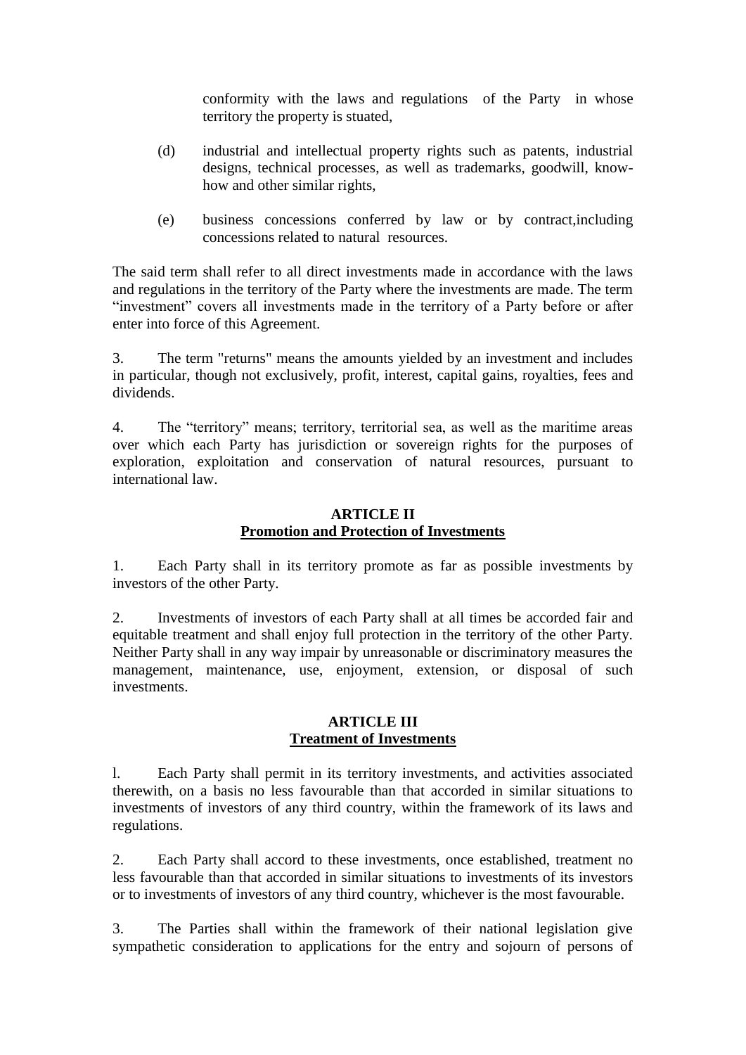conformity with the laws and regulations of the Party in whose territory the property is stuated,

(d) industrial and intellectual property rights such as patents, industrial designs, technical processes, as well as trademarks, goodwill, know-how and other similar rights,

(e) business concessions conferred by law or by contract,including concessions related to natural resources.

The said term shall refer to all direct investments made in accordance with the laws and regulations in the territory of the Party where the investments are made. The term "investment" covers all investments made in the territory of a Party before or after enter into force of this Agreement.

3. The term "returns" means the amounts yielded by an investment and includes in particular, though not exclusively, profit, interest, capital gains, royalties, fees and dividends.

4. The "territory" means; territory, territorial sea, as well as the maritime areas over which each Party has jurisdiction or sovereign rights for the purposes of exploration, exploitation and conservation of natural resources, pursuant to international law.

## ARTICLE II
## Promotion and Protection of Investments

1. Each Party shall in its territory promote as far as possible investments by investors of the other Party.

2. Investments of investors of each Party shall at all times be accorded fair and equitable treatment and shall enjoy full protection in the territory of the other Party. Neither Party shall in any way impair by unreasonable or discriminatory measures the management, maintenance, use, enjoyment, extension, or disposal of such investments.

## ARTICLE III
## Treatment of Investments

l. Each Party shall permit in its territory investments, and activities associated therewith, on a basis no less favourable than that accorded in similar situations to investments of investors of any third country, within the framework of its laws and regulations.

2. Each Party shall accord to these investments, once established, treatment no less favourable than that accorded in similar situations to investments of its investors or to investments of investors of any third country, whichever is the most favourable.

3. The Parties shall within the framework of their national legislation give sympathetic consideration to applications for the entry and sojourn of persons of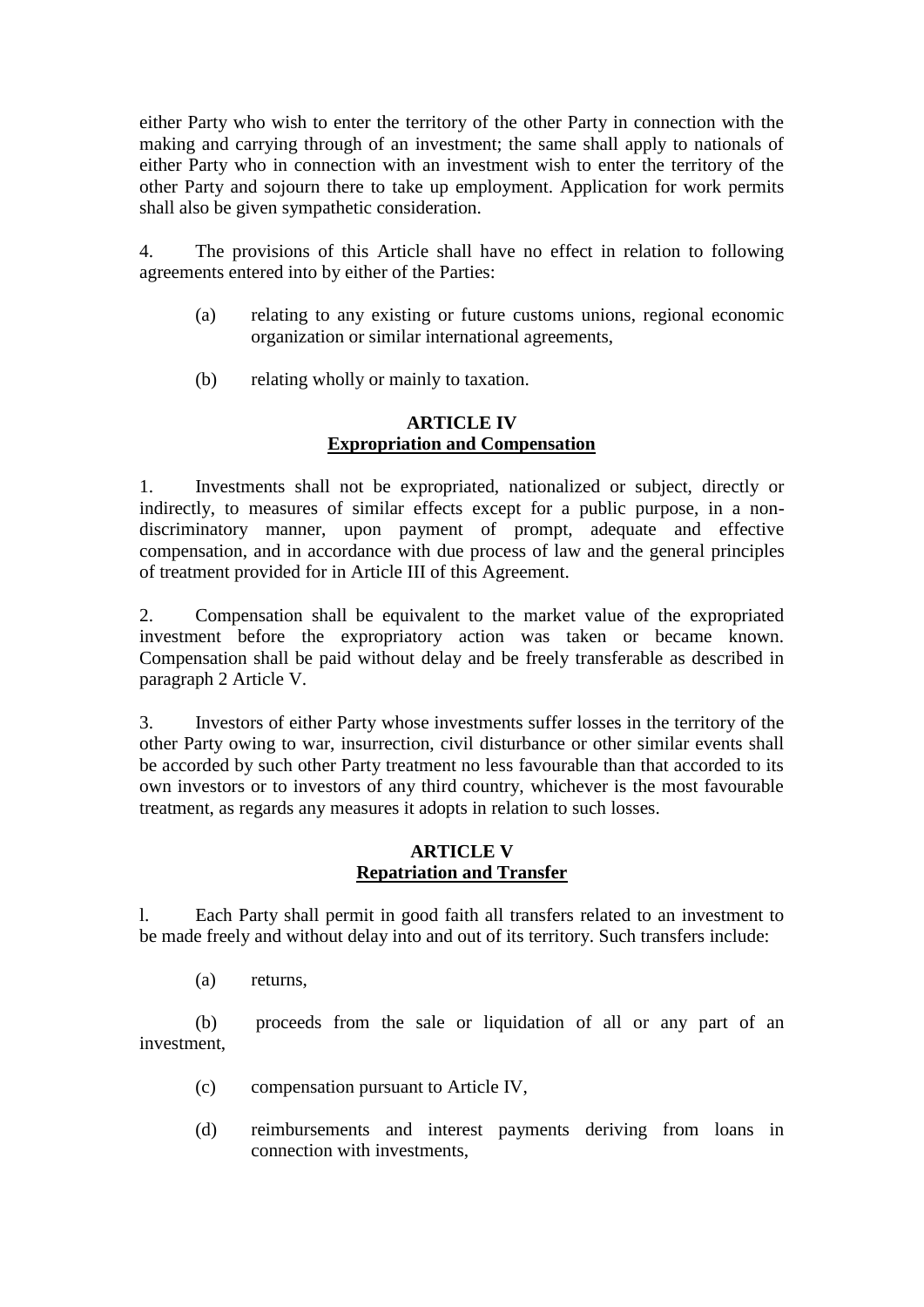either Party who wish to enter the territory of the other Party in connection with the making and carrying through of an investment; the same shall apply to nationals of either Party who in connection with an investment wish to enter the territory of the other Party and sojourn there to take up employment. Application for work permits shall also be given sympathetic consideration.

4. The provisions of this Article shall have no effect in relation to following agreements entered into by either of the Parties:

(a) relating to any existing or future customs unions, regional economic organization or similar international agreements,

(b) relating wholly or mainly to taxation.

## ARTICLE IV
## Expropriation and Compensation

1. Investments shall not be expropriated, nationalized or subject, directly or indirectly, to measures of similar effects except for a public purpose, in a non-discriminatory manner, upon payment of prompt, adequate and effective compensation, and in accordance with due process of law and the general principles of treatment provided for in Article III of this Agreement.

2. Compensation shall be equivalent to the market value of the expropriated investment before the expropriatory action was taken or became known. Compensation shall be paid without delay and be freely transferable as described in paragraph 2 Article V.

3. Investors of either Party whose investments suffer losses in the territory of the other Party owing to war, insurrection, civil disturbance or other similar events shall be accorded by such other Party treatment no less favourable than that accorded to its own investors or to investors of any third country, whichever is the most favourable treatment, as regards any measures it adopts in relation to such losses.

## ARTICLE V
## Repatriation and Transfer

l. Each Party shall permit in good faith all transfers related to an investment to be made freely and without delay into and out of its territory. Such transfers include:

(a) returns,

(b) proceeds from the sale or liquidation of all or any part of an investment,

(c) compensation pursuant to Article IV,

(d) reimbursements and interest payments deriving from loans in connection with investments,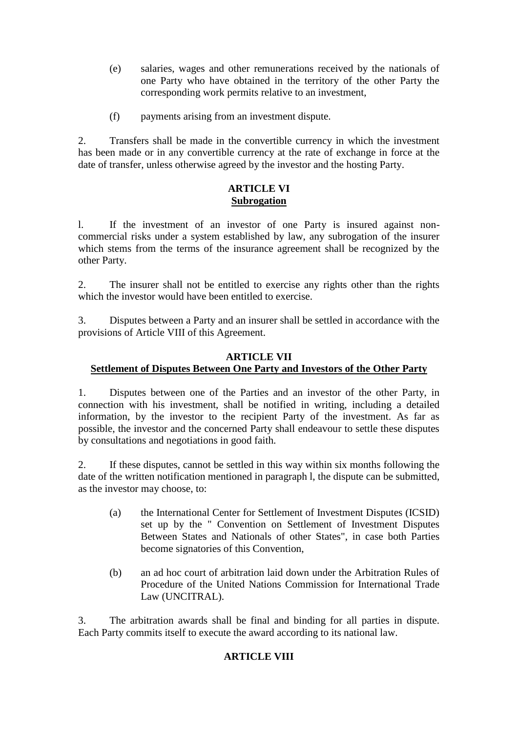(e) salaries, wages and other remunerations received by the nationals of one Party who have obtained in the territory of the other Party the corresponding work permits relative to an investment,

(f) payments arising from an investment dispute.

2. Transfers shall be made in the convertible currency in which the investment has been made or in any convertible currency at the rate of exchange in force at the date of transfer, unless otherwise agreed by the investor and the hosting Party.

## ARTICLE VI
## Subrogation

l. If the investment of an investor of one Party is insured against non-commercial risks under a system established by law, any subrogation of the insurer which stems from the terms of the insurance agreement shall be recognized by the other Party.

2. The insurer shall not be entitled to exercise any rights other than the rights which the investor would have been entitled to exercise.

3. Disputes between a Party and an insurer shall be settled in accordance with the provisions of Article VIII of this Agreement.

## ARTICLE VII
## Settlement of Disputes Between One Party and Investors of the Other Party

1. Disputes between one of the Parties and an investor of the other Party, in connection with his investment, shall be notified in writing, including a detailed information, by the investor to the recipient Party of the investment. As far as possible, the investor and the concerned Party shall endeavour to settle these disputes by consultations and negotiations in good faith.

2. If these disputes, cannot be settled in this way within six months following the date of the written notification mentioned in paragraph l, the dispute can be submitted, as the investor may choose, to:

(a) the International Center for Settlement of Investment Disputes (ICSID) set up by the " Convention on Settlement of Investment Disputes Between States and Nationals of other States", in case both Parties become signatories of this Convention,

(b) an ad hoc court of arbitration laid down under the Arbitration Rules of Procedure of the United Nations Commission for International Trade Law (UNCITRAL).

3. The arbitration awards shall be final and binding for all parties in dispute. Each Party commits itself to execute the award according to its national law.

## ARTICLE VIII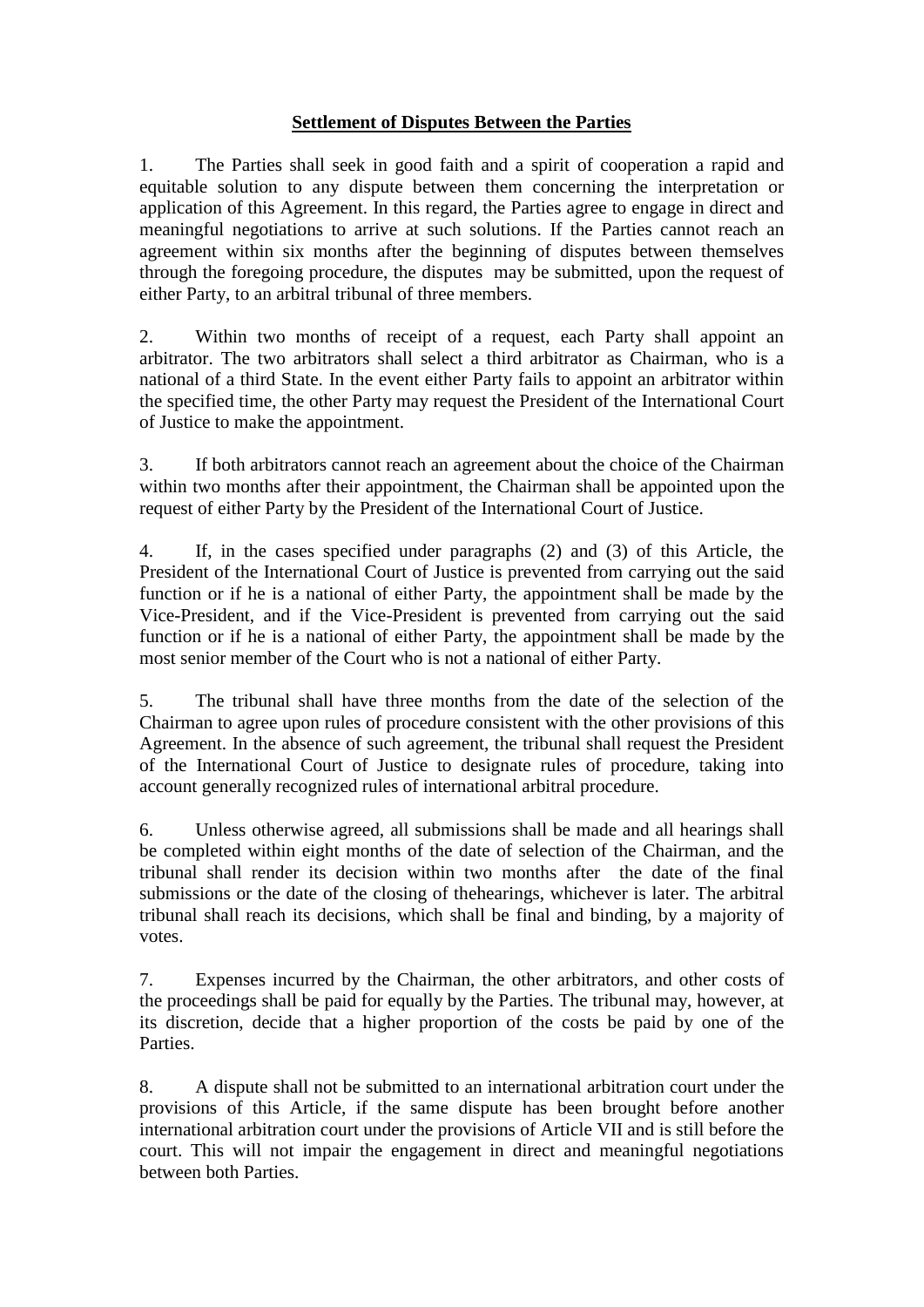## **Settlement of Disputes Between the Parties**

1. The Parties shall seek in good faith and a spirit of cooperation a rapid and equitable solution to any dispute between them concerning the interpretation or application of this Agreement. In this regard, the Parties agree to engage in direct and meaningful negotiations to arrive at such solutions. If the Parties cannot reach an agreement within six months after the beginning of disputes between themselves through the foregoing procedure, the disputes may be submitted, upon the request of either Party, to an arbitral tribunal of three members.

2. Within two months of receipt of a request, each Party shall appoint an arbitrator. The two arbitrators shall select a third arbitrator as Chairman, who is a national of a third State. In the event either Party fails to appoint an arbitrator within the specified time, the other Party may request the President of the International Court of Justice to make the appointment.

3. If both arbitrators cannot reach an agreement about the choice of the Chairman within two months after their appointment, the Chairman shall be appointed upon the request of either Party by the President of the International Court of Justice.

4. If, in the cases specified under paragraphs (2) and (3) of this Article, the President of the International Court of Justice is prevented from carrying out the said function or if he is a national of either Party, the appointment shall be made by the Vice-President, and if the Vice-President is prevented from carrying out the said function or if he is a national of either Party, the appointment shall be made by the most senior member of the Court who is not a national of either Party.

5. The tribunal shall have three months from the date of the selection of the Chairman to agree upon rules of procedure consistent with the other provisions of this Agreement. In the absence of such agreement, the tribunal shall request the President of the International Court of Justice to designate rules of procedure, taking into account generally recognized rules of international arbitral procedure.

6. Unless otherwise agreed, all submissions shall be made and all hearings shall be completed within eight months of the date of selection of the Chairman, and the tribunal shall render its decision within two months after the date of the final submissions or the date of the closing of thehearings, whichever is later. The arbitral tribunal shall reach its decisions, which shall be final and binding, by a majority of votes.

7. Expenses incurred by the Chairman, the other arbitrators, and other costs of the proceedings shall be paid for equally by the Parties. The tribunal may, however, at its discretion, decide that a higher proportion of the costs be paid by one of the Parties.

8. A dispute shall not be submitted to an international arbitration court under the provisions of this Article, if the same dispute has been brought before another international arbitration court under the provisions of Article VII and is still before the court. This will not impair the engagement in direct and meaningful negotiations between both Parties.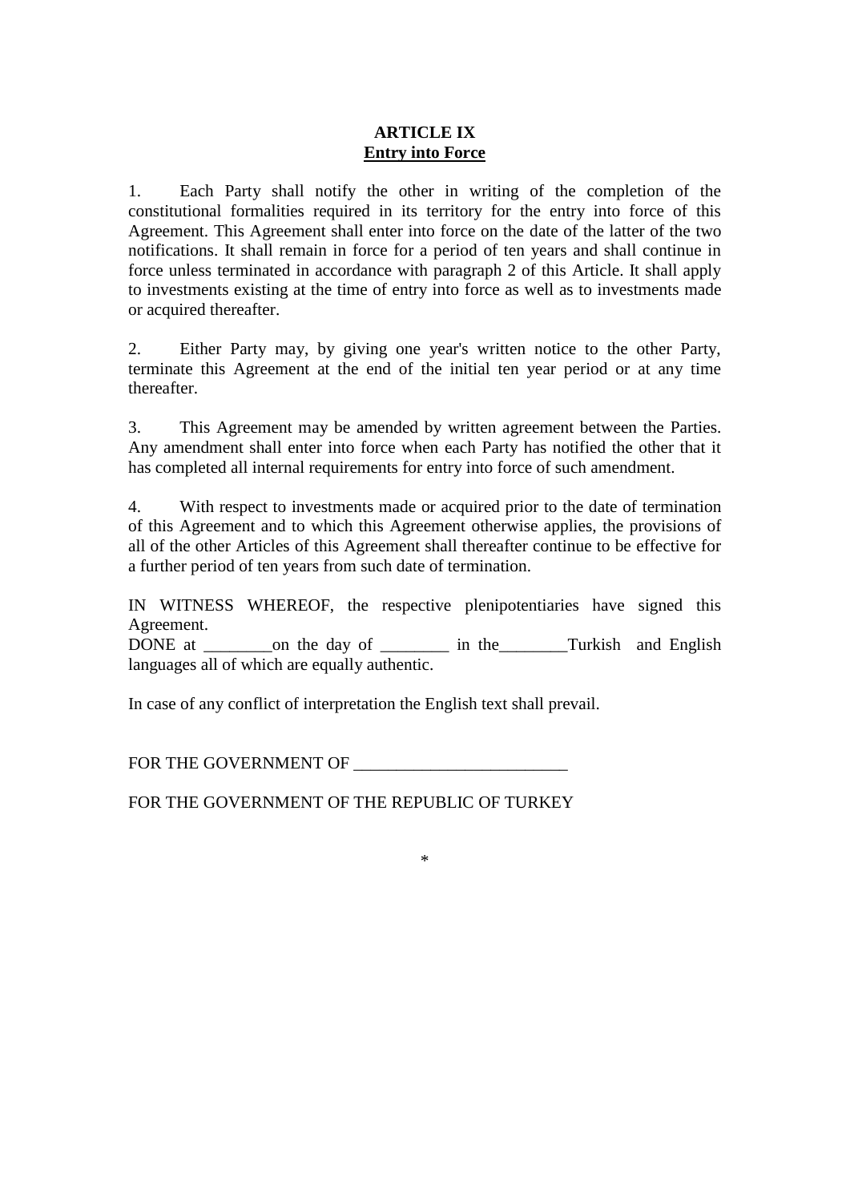**ARTICLE IX**
**Entry into Force**

1. Each Party shall notify the other in writing of the completion of the constitutional formalities required in its territory for the entry into force of this Agreement. This Agreement shall enter into force on the date of the latter of the two notifications. It shall remain in force for a period of ten years and shall continue in force unless terminated in accordance with paragraph 2 of this Article. It shall apply to investments existing at the time of entry into force as well as to investments made or acquired thereafter.

2. Either Party may, by giving one year's written notice to the other Party, terminate this Agreement at the end of the initial ten year period or at any time thereafter.

3. This Agreement may be amended by written agreement between the Parties. Any amendment shall enter into force when each Party has notified the other that it has completed all internal requirements for entry into force of such amendment.

4. With respect to investments made or acquired prior to the date of termination of this Agreement and to which this Agreement otherwise applies, the provisions of all of the other Articles of this Agreement shall thereafter continue to be effective for a further period of ten years from such date of termination.

IN WITNESS WHEREOF, the respective plenipotentiaries have signed this Agreement.
DONE at ________on the day of ________ in the________Turkish and English languages all of which are equally authentic.

In case of any conflict of interpretation the English text shall prevail.

FOR THE GOVERNMENT OF _________________________

FOR THE GOVERNMENT OF THE REPUBLIC OF TURKEY

*